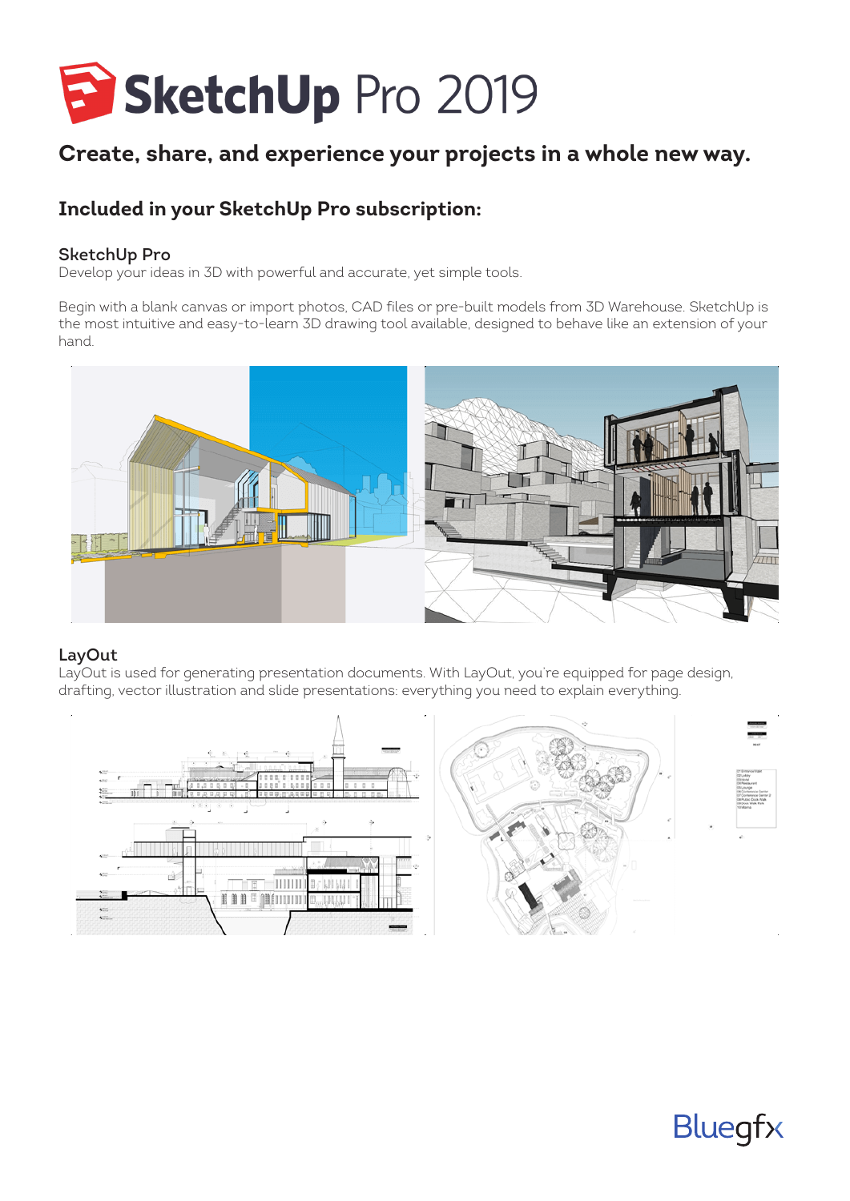# SketchUp Pro 2019

## Create, share, and experience your projects in a whole new way.

### Included in your SketchUp Pro subscription:

**SketchUp Pro**

Develop your ideas in 3D with powerful and accurate, yet simple tools.

Begin with a blank canvas or import photos, CAD files or pre-built models from 3D Warehouse. SketchUp is the most intuitive and easy-to-learn 3D drawing tool available, designed to behave like an extension of your hand.

**LayOut**

LayOut is used for generating presentation documents. With LayOut, you're equipped for page design, drafting, vector illustration and slide presentations: everything you need to explain everything.

Bluegfx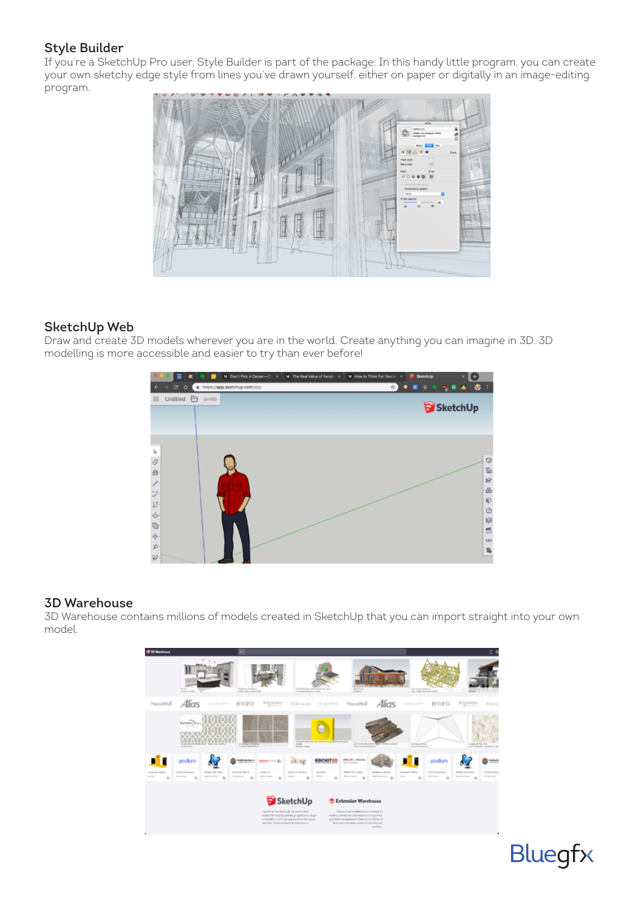### Style Builder

If you're a SketchUp Pro user, Style Builder is part of the package. In this handy little program, you can create your own sketchy edge style from lines you've drawn yourself, either on paper or digitally in an image-editing program.

### SketchUp Web

Draw and create 3D models wherever you are in the world. Create anything you can imagine in 3D. 3D modelling is more accessible and easier to try than ever before!

### 3D Warehouse

3D Warehouse contains millions of models created in SketchUp that you can import straight into your own model.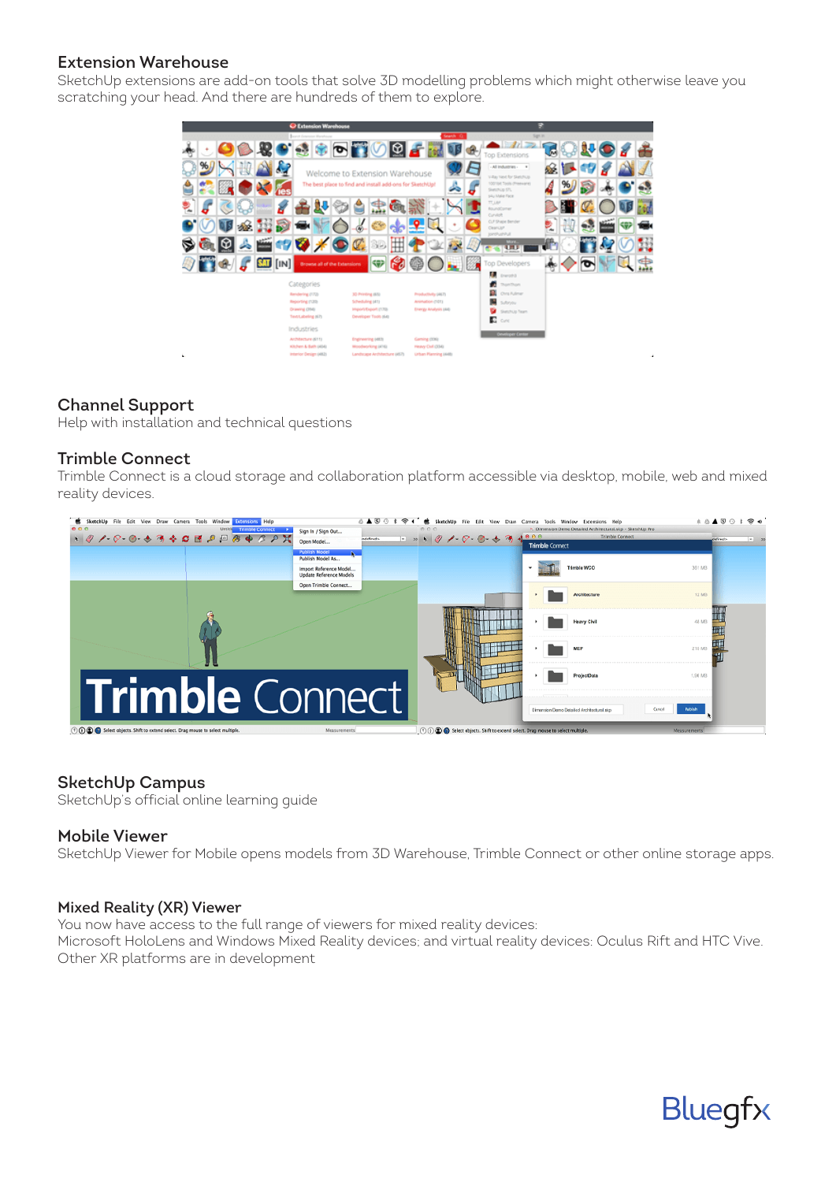## Extension Warehouse

SketchUp extensions are add-on tools that solve 3D modelling problems which might otherwise leave you scratching your head. And there are hundreds of them to explore.

## Channel Support

Help with installation and technical questions

## Trimble Connect

Trimble Connect is a cloud storage and collaboration platform accessible via desktop, mobile, web and mixed reality devices.

## SketchUp Campus

SketchUp's official online learning guide

## Mobile Viewer

SketchUp Viewer for Mobile opens models from 3D Warehouse, Trimble Connect or other online storage apps.

## Mixed Reality (XR) Viewer

You now have access to the full range of viewers for mixed reality devices:
Microsoft HoloLens and Windows Mixed Reality devices; and virtual reality devices: Oculus Rift and HTC Vive.
Other XR platforms are in development

Bluegfx